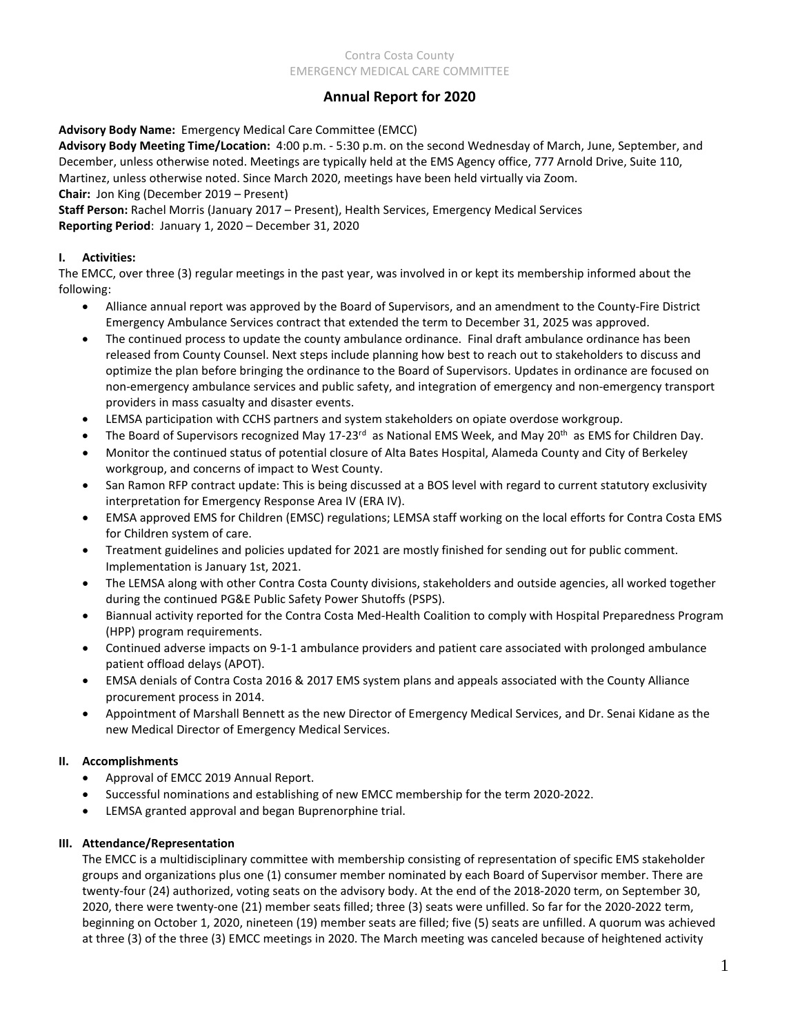Contra Costa County
EMERGENCY MEDICAL CARE COMMITTEE

# Annual Report for 2020

**Advisory Body Name:** Emergency Medical Care Committee (EMCC)
**Advisory Body Meeting Time/Location:** 4:00 p.m. - 5:30 p.m. on the second Wednesday of March, June, September, and December, unless otherwise noted. Meetings are typically held at the EMS Agency office, 777 Arnold Drive, Suite 110, Martinez, unless otherwise noted. Since March 2020, meetings have been held virtually via Zoom.
**Chair:** Jon King (December 2019 – Present)
**Staff Person:** Rachel Morris (January 2017 – Present), Health Services, Emergency Medical Services
**Reporting Period**: January 1, 2020 – December 31, 2020

## I. Activities:

The EMCC, over three (3) regular meetings in the past year, was involved in or kept its membership informed about the following:

- Alliance annual report was approved by the Board of Supervisors, and an amendment to the County-Fire District Emergency Ambulance Services contract that extended the term to December 31, 2025 was approved.
- The continued process to update the county ambulance ordinance. Final draft ambulance ordinance has been released from County Counsel. Next steps include planning how best to reach out to stakeholders to discuss and optimize the plan before bringing the ordinance to the Board of Supervisors. Updates in ordinance are focused on non-emergency ambulance services and public safety, and integration of emergency and non-emergency transport providers in mass casualty and disaster events.
- LEMSA participation with CCHS partners and system stakeholders on opiate overdose workgroup.
- The Board of Supervisors recognized May 17-23rd as National EMS Week, and May 20th as EMS for Children Day.
- Monitor the continued status of potential closure of Alta Bates Hospital, Alameda County and City of Berkeley workgroup, and concerns of impact to West County.
- San Ramon RFP contract update: This is being discussed at a BOS level with regard to current statutory exclusivity interpretation for Emergency Response Area IV (ERA IV).
- EMSA approved EMS for Children (EMSC) regulations; LEMSA staff working on the local efforts for Contra Costa EMS for Children system of care.
- Treatment guidelines and policies updated for 2021 are mostly finished for sending out for public comment. Implementation is January 1st, 2021.
- The LEMSA along with other Contra Costa County divisions, stakeholders and outside agencies, all worked together during the continued PG&E Public Safety Power Shutoffs (PSPS).
- Biannual activity reported for the Contra Costa Med-Health Coalition to comply with Hospital Preparedness Program (HPP) program requirements.
- Continued adverse impacts on 9-1-1 ambulance providers and patient care associated with prolonged ambulance patient offload delays (APOT).
- EMSA denials of Contra Costa 2016 & 2017 EMS system plans and appeals associated with the County Alliance procurement process in 2014.
- Appointment of Marshall Bennett as the new Director of Emergency Medical Services, and Dr. Senai Kidane as the new Medical Director of Emergency Medical Services.

## II. Accomplishments

- Approval of EMCC 2019 Annual Report.
- Successful nominations and establishing of new EMCC membership for the term 2020-2022.
- LEMSA granted approval and began Buprenorphine trial.

## III. Attendance/Representation

The EMCC is a multidisciplinary committee with membership consisting of representation of specific EMS stakeholder groups and organizations plus one (1) consumer member nominated by each Board of Supervisor member. There are twenty-four (24) authorized, voting seats on the advisory body. At the end of the 2018-2020 term, on September 30, 2020, there were twenty-one (21) member seats filled; three (3) seats were unfilled. So far for the 2020-2022 term, beginning on October 1, 2020, nineteen (19) member seats are filled; five (5) seats are unfilled. A quorum was achieved at three (3) of the three (3) EMCC meetings in 2020. The March meeting was canceled because of heightened activity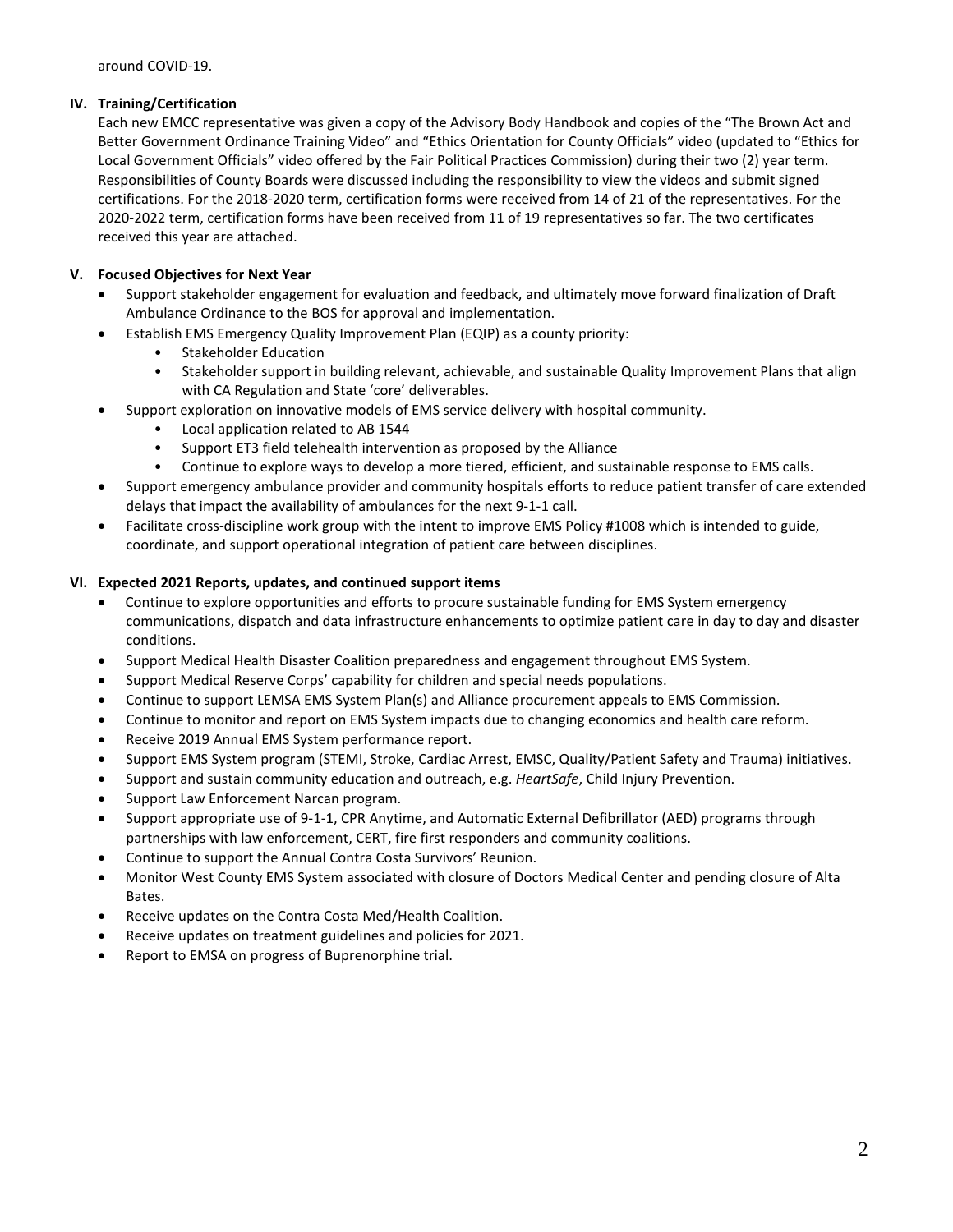around COVID-19.

## IV. Training/Certification

Each new EMCC representative was given a copy of the Advisory Body Handbook and copies of the "The Brown Act and Better Government Ordinance Training Video" and "Ethics Orientation for County Officials" video (updated to "Ethics for Local Government Officials" video offered by the Fair Political Practices Commission) during their two (2) year term. Responsibilities of County Boards were discussed including the responsibility to view the videos and submit signed certifications. For the 2018-2020 term, certification forms were received from 14 of 21 of the representatives. For the 2020-2022 term, certification forms have been received from 11 of 19 representatives so far. The two certificates received this year are attached.

## V. Focused Objectives for Next Year

- Support stakeholder engagement for evaluation and feedback, and ultimately move forward finalization of Draft Ambulance Ordinance to the BOS for approval and implementation.
- Establish EMS Emergency Quality Improvement Plan (EQIP) as a county priority:
  - Stakeholder Education
  - Stakeholder support in building relevant, achievable, and sustainable Quality Improvement Plans that align with CA Regulation and State 'core' deliverables.
- Support exploration on innovative models of EMS service delivery with hospital community.
  - Local application related to AB 1544
  - Support ET3 field telehealth intervention as proposed by the Alliance
  - Continue to explore ways to develop a more tiered, efficient, and sustainable response to EMS calls.
- Support emergency ambulance provider and community hospitals efforts to reduce patient transfer of care extended delays that impact the availability of ambulances for the next 9-1-1 call.
- Facilitate cross-discipline work group with the intent to improve EMS Policy #1008 which is intended to guide, coordinate, and support operational integration of patient care between disciplines.

## VI. Expected 2021 Reports, updates, and continued support items

- Continue to explore opportunities and efforts to procure sustainable funding for EMS System emergency communications, dispatch and data infrastructure enhancements to optimize patient care in day to day and disaster conditions.
- Support Medical Health Disaster Coalition preparedness and engagement throughout EMS System.
- Support Medical Reserve Corps' capability for children and special needs populations.
- Continue to support LEMSA EMS System Plan(s) and Alliance procurement appeals to EMS Commission.
- Continue to monitor and report on EMS System impacts due to changing economics and health care reform.
- Receive 2019 Annual EMS System performance report.
- Support EMS System program (STEMI, Stroke, Cardiac Arrest, EMSC, Quality/Patient Safety and Trauma) initiatives.
- Support and sustain community education and outreach, e.g. *HeartSafe*, Child Injury Prevention.
- Support Law Enforcement Narcan program.
- Support appropriate use of 9-1-1, CPR Anytime, and Automatic External Defibrillator (AED) programs through partnerships with law enforcement, CERT, fire first responders and community coalitions.
- Continue to support the Annual Contra Costa Survivors' Reunion.
- Monitor West County EMS System associated with closure of Doctors Medical Center and pending closure of Alta Bates.
- Receive updates on the Contra Costa Med/Health Coalition.
- Receive updates on treatment guidelines and policies for 2021.
- Report to EMSA on progress of Buprenorphine trial.